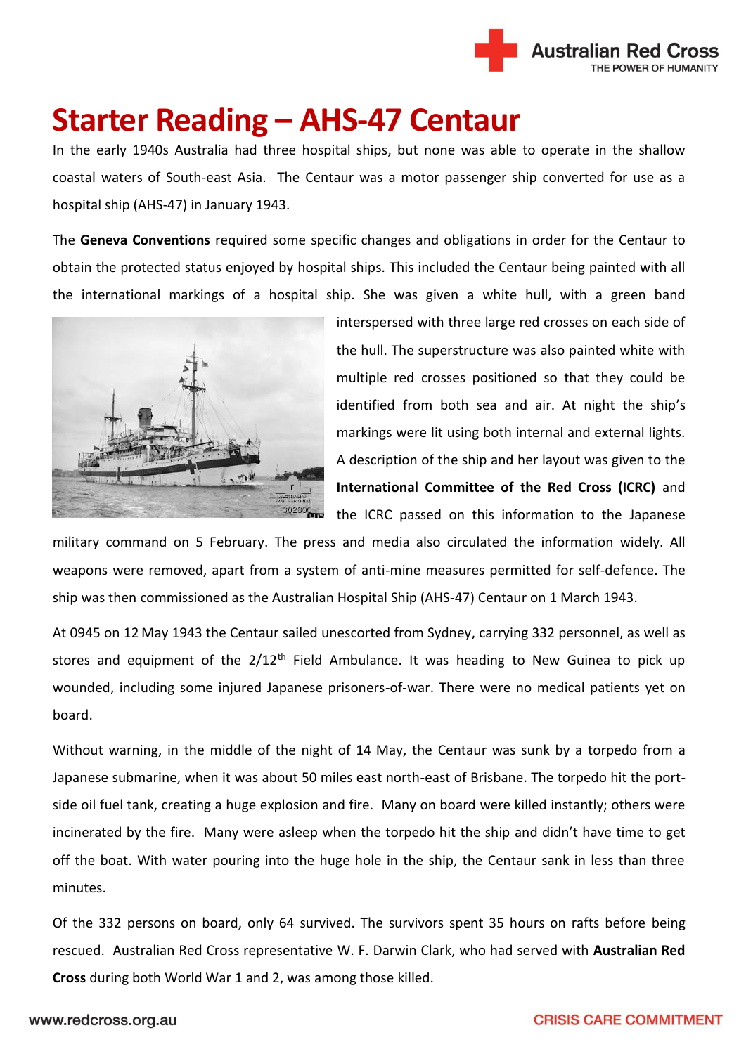# Starter Reading – AHS-47 Centaur

In the early 1940s Australia had three hospital ships, but none was able to operate in the shallow coastal waters of South-east Asia. The Centaur was a motor passenger ship converted for use as a hospital ship (AHS-47) in January 1943.

The **Geneva Conventions** required some specific changes and obligations in order for the Centaur to obtain the protected status enjoyed by hospital ships. This included the Centaur being painted with all the international markings of a hospital ship. She was given a white hull, with a green band interspersed with three large red crosses on each side of the hull. The superstructure was also painted white with multiple red crosses positioned so that they could be identified from both sea and air. At night the ship's markings were lit using both internal and external lights. A description of the ship and her layout was given to the **International Committee of the Red Cross (ICRC)** and the ICRC passed on this information to the Japanese military command on 5 February. The press and media also circulated the information widely. All weapons were removed, apart from a system of anti-mine measures permitted for self-defence. The ship was then commissioned as the Australian Hospital Ship (AHS-47) Centaur on 1 March 1943.

At 0945 on 12 May 1943 the Centaur sailed unescorted from Sydney, carrying 332 personnel, as well as stores and equipment of the 2/12th Field Ambulance. It was heading to New Guinea to pick up wounded, including some injured Japanese prisoners-of-war. There were no medical patients yet on board.

Without warning, in the middle of the night of 14 May, the Centaur was sunk by a torpedo from a Japanese submarine, when it was about 50 miles east north-east of Brisbane. The torpedo hit the port-side oil fuel tank, creating a huge explosion and fire. Many on board were killed instantly; others were incinerated by the fire. Many were asleep when the torpedo hit the ship and didn't have time to get off the boat. With water pouring into the huge hole in the ship, the Centaur sank in less than three minutes.

Of the 332 persons on board, only 64 survived. The survivors spent 35 hours on rafts before being rescued. Australian Red Cross representative W. F. Darwin Clark, who had served with **Australian Red Cross** during both World War 1 and 2, was among those killed.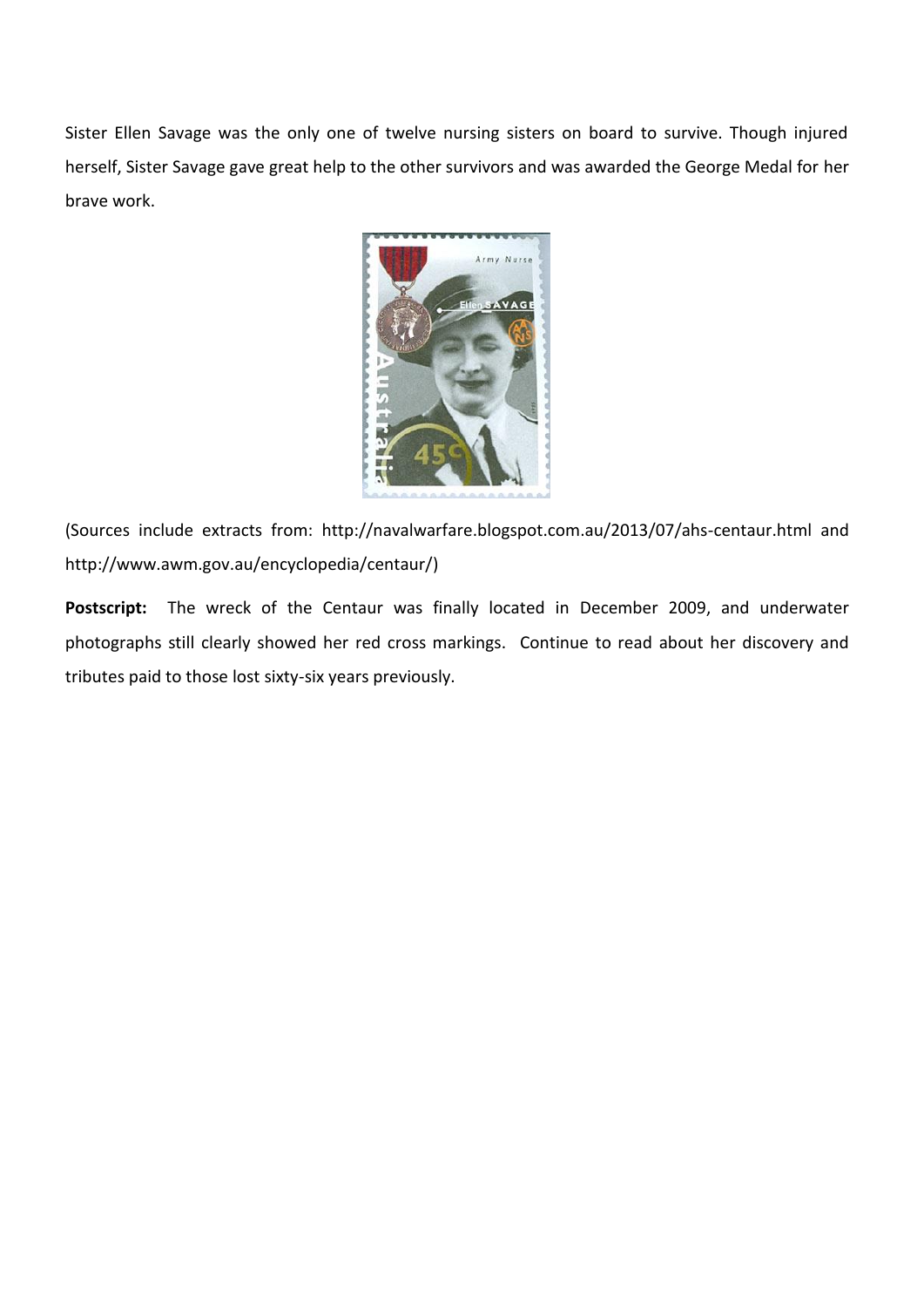Sister Ellen Savage was the only one of twelve nursing sisters on board to survive. Though injured herself, Sister Savage gave great help to the other survivors and was awarded the George Medal for her brave work.

(Sources include extracts from: http://navalwarfare.blogspot.com.au/2013/07/ahs-centaur.html and http://www.awm.gov.au/encyclopedia/centaur/)

**Postscript:** The wreck of the Centaur was finally located in December 2009, and underwater photographs still clearly showed her red cross markings. Continue to read about her discovery and tributes paid to those lost sixty-six years previously.